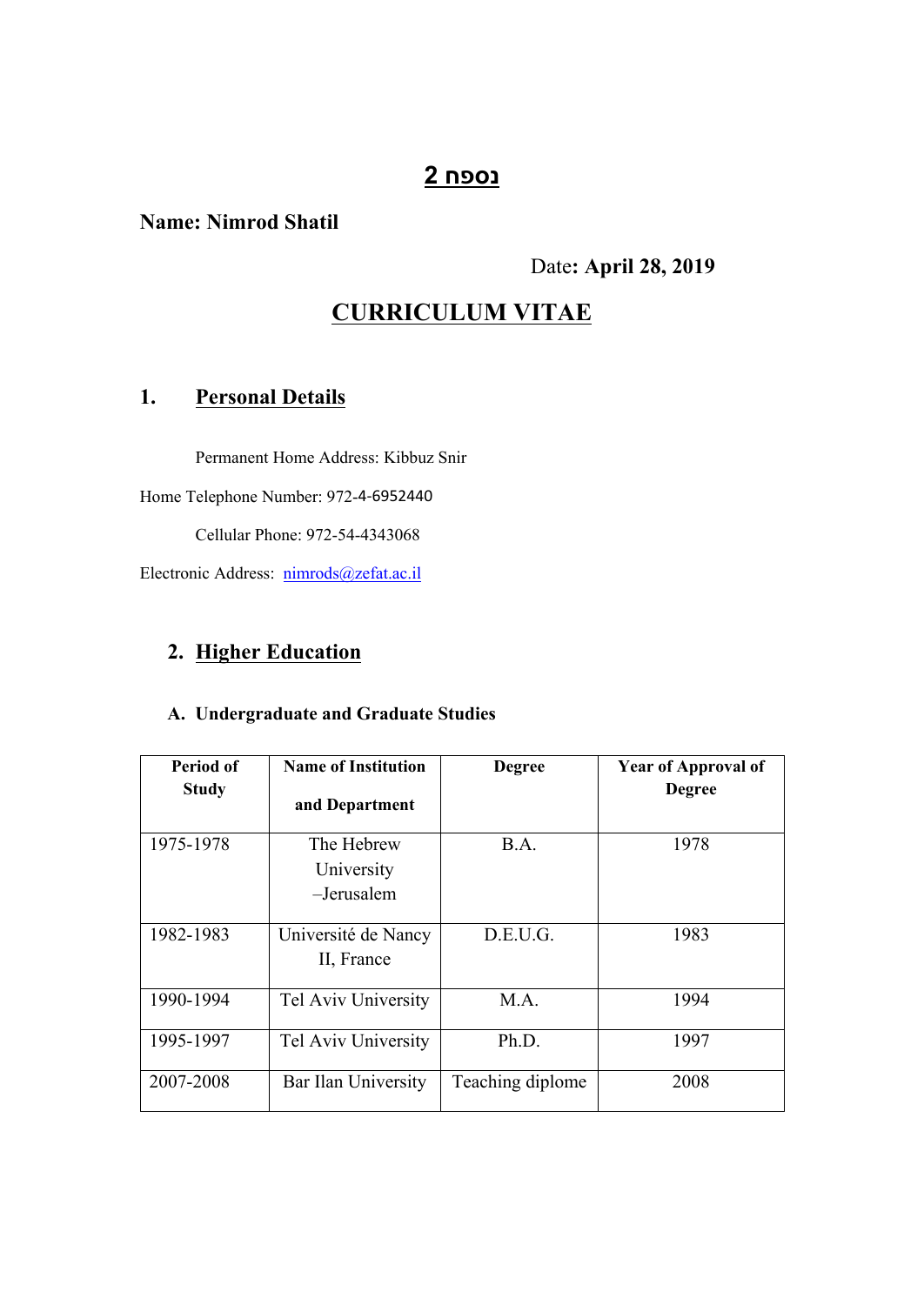# נספח 2

**Name: Nimrod Shatil**

Date**: April 28, 2019**

# CURRICULUM VITAE

## 1. Personal Details

Permanent Home Address: Kibbuz Snir

Home Telephone Number: 972-4-6952440

Cellular Phone: 972-54-4343068

Electronic Address: nimrods@zefat.ac.il

## 2. Higher Education

### A. Undergraduate and Graduate Studies

| Period of Study | Name of Institution and Department | Degree | Year of Approval of Degree |
|---|---|---|---|
| 1975-1978 | The Hebrew University –Jerusalem | B.A. | 1978 |
| 1982-1983 | Université de Nancy II, France | D.E.U.G. | 1983 |
| 1990-1994 | Tel Aviv University | M.A. | 1994 |
| 1995-1997 | Tel Aviv University | Ph.D. | 1997 |
| 2007-2008 | Bar Ilan University | Teaching diplome | 2008 |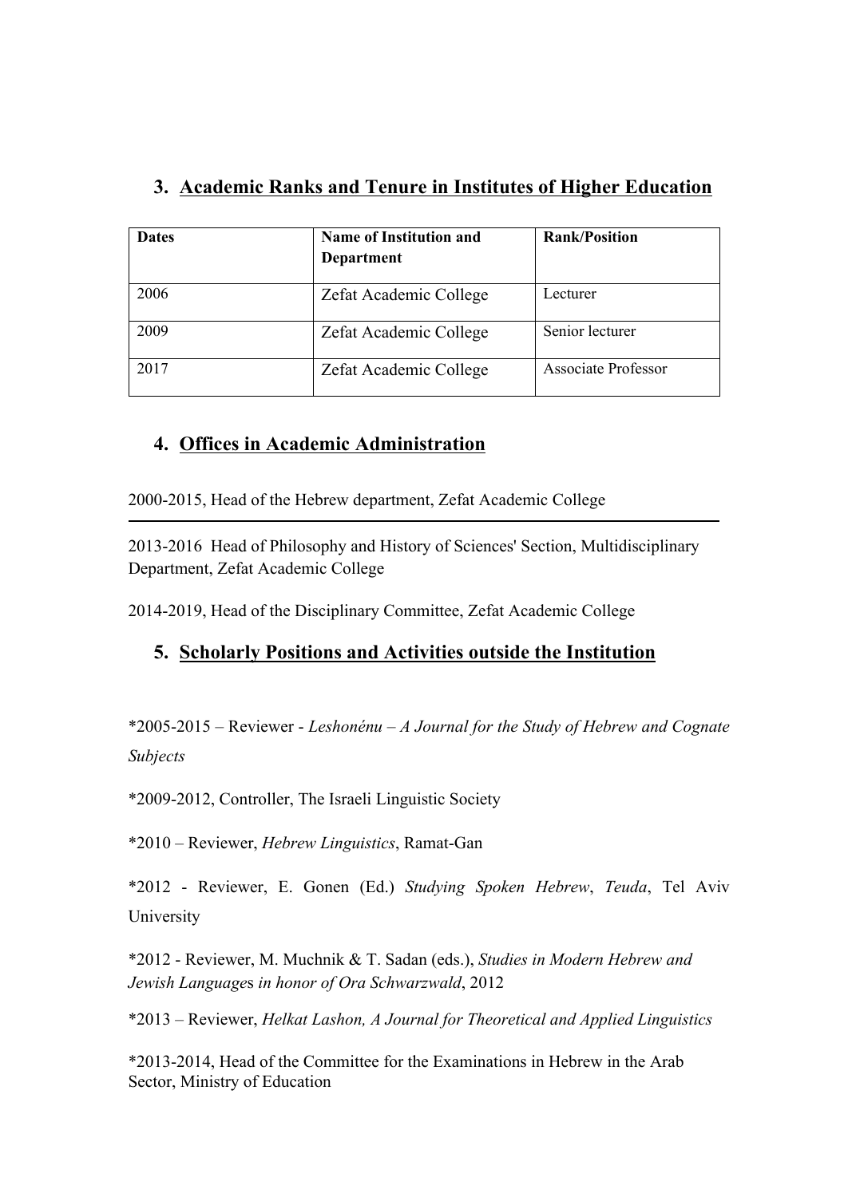## 3. Academic Ranks and Tenure in Institutes of Higher Education

| Dates | Name of Institution and Department | Rank/Position |
|---|---|---|
| 2006 | Zefat Academic College | Lecturer |
| 2009 | Zefat Academic College | Senior lecturer |
| 2017 | Zefat Academic College | Associate Professor |

## 4. Offices in Academic Administration

2000-2015, Head of the Hebrew department, Zefat Academic College

---

2013-2016 Head of Philosophy and History of Sciences' Section, Multidisciplinary Department, Zefat Academic College

2014-2019, Head of the Disciplinary Committee, Zefat Academic College

## 5. Scholarly Positions and Activities outside the Institution

*2005-2015 – Reviewer - *Leshonénu – A Journal for the Study of Hebrew and Cognate Subjects*

*2009-2012, Controller, The Israeli Linguistic Society

*2010 – Reviewer, *Hebrew Linguistics*, Ramat-Gan

*2012 - Reviewer, E. Gonen (Ed.) *Studying Spoken Hebrew*, *Teuda*, Tel Aviv University

*2012 - Reviewer, M. Muchnik & T. Sadan (eds.), *Studies in Modern Hebrew and Jewish Languages in honor of Ora Schwarzwald*, 2012

*2013 – Reviewer, *Helkat Lashon, A Journal for Theoretical and Applied Linguistics*

*2013-2014, Head of the Committee for the Examinations in Hebrew in the Arab Sector, Ministry of Education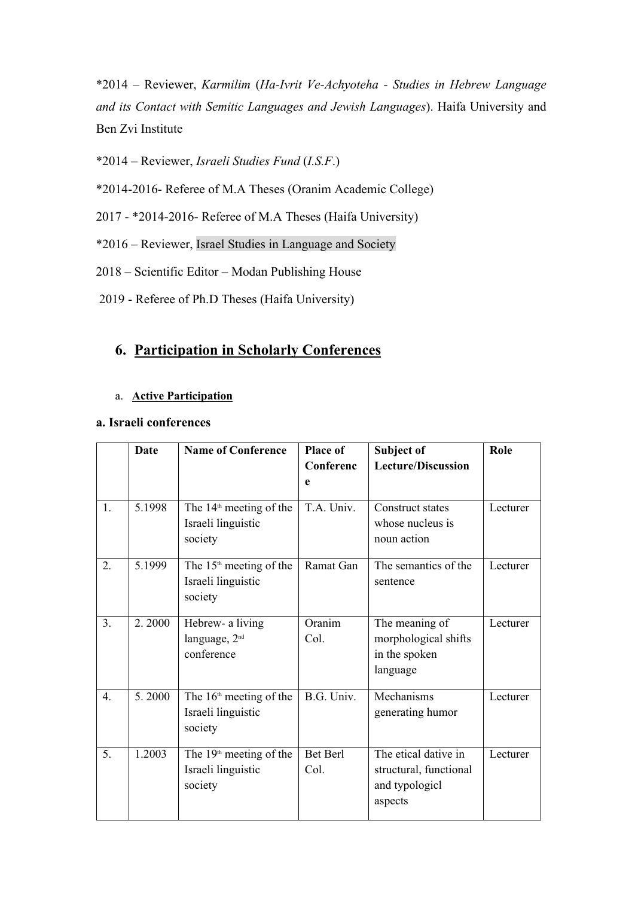*2014 – Reviewer, *Karmilim* (*Ha-Ivrit Ve-Achyoteha - Studies in Hebrew Language and its Contact with Semitic Languages and Jewish Languages*). Haifa University and Ben Zvi Institute

*2014 – Reviewer, *Israeli Studies Fund* (*I.S.F.*)

*2014-2016- Referee of M.A Theses (Oranim Academic College)

2017 - *2014-2016- Referee of M.A Theses (Haifa University)

*2016 – Reviewer, Israel Studies in Language and Society

2018 – Scientific Editor – Modan Publishing House

2019 - Referee of Ph.D Theses (Haifa University)

## 6. Participation in Scholarly Conferences

a. **Active Participation**

**a. Israeli conferences**

| | Date | Name of Conference | Place of Conference | Subject of Lecture/Discussion | Role |
|---|---|---|---|---|---|
| 1. | 5.1998 | The 14th meeting of the Israeli linguistic society | T.A. Univ. | Construct states whose nucleus is noun action | Lecturer |
| 2. | 5.1999 | The 15th meeting of the Israeli linguistic society | Ramat Gan | The semantics of the sentence | Lecturer |
| 3. | 2. 2000 | Hebrew- a living language, 2nd conference | Oranim Col. | The meaning of morphological shifts in the spoken language | Lecturer |
| 4. | 5. 2000 | The 16th meeting of the Israeli linguistic society | B.G. Univ. | Mechanisms generating humor | Lecturer |
| 5. | 1.2003 | The 19th meeting of the Israeli linguistic society | Bet Berl Col. | The etical dative in structural, functional and typologicl aspects | Lecturer |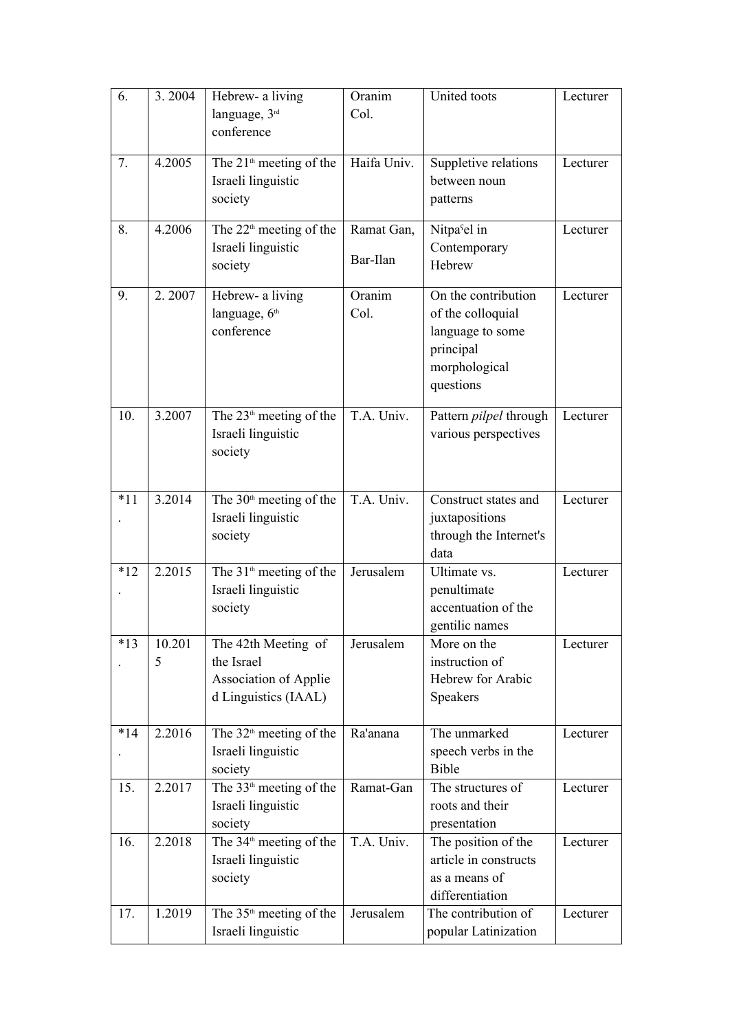| 6. | 3. 2004 | Hebrew- a living language, 3rd conference | Oranim Col. | United toots | Lecturer |
|---|---|---|---|---|---|
| 7. | 4.2005 | The 21th meeting of the Israeli linguistic society | Haifa Univ. | Suppletive relations between noun patterns | Lecturer |
| 8. | 4.2006 | The 22th meeting of the Israeli linguistic society | Ramat Gan, Bar-Ilan | Nitpaʕel in Contemporary Hebrew | Lecturer |
| 9. | 2. 2007 | Hebrew- a living language, 6th conference | Oranim Col. | On the contribution of the colloquial language to some principal morphological questions | Lecturer |
| 10. | 3.2007 | The 23th meeting of the Israeli linguistic society | T.A. Univ. | Pattern *pilpel* through various perspectives | Lecturer |
| *11. | 3.2014 | The 30th meeting of the Israeli linguistic society | T.A. Univ. | Construct states and juxtapositions through the Internet's data | Lecturer |
| *12. | 2.2015 | The 31th meeting of the Israeli linguistic society | Jerusalem | Ultimate vs. penultimate accentuation of the gentilic names | Lecturer |
| *13. | 10.2015 | The 42th Meeting of the Israel Association of Applied Linguistics (IAAL) | Jerusalem | More on the instruction of Hebrew for Arabic Speakers | Lecturer |
| *14. | 2.2016 | The 32th meeting of the Israeli linguistic society | Ra'anana | The unmarked speech verbs in the Bible | Lecturer |
| 15. | 2.2017 | The 33th meeting of the Israeli linguistic society | Ramat-Gan | The structures of roots and their presentation | Lecturer |
| 16. | 2.2018 | The 34th meeting of the Israeli linguistic society | T.A. Univ. | The position of the article in constructs as a means of differentiation | Lecturer |
| 17. | 1.2019 | The 35th meeting of the Israeli linguistic | Jerusalem | The contribution of popular Latinization | Lecturer |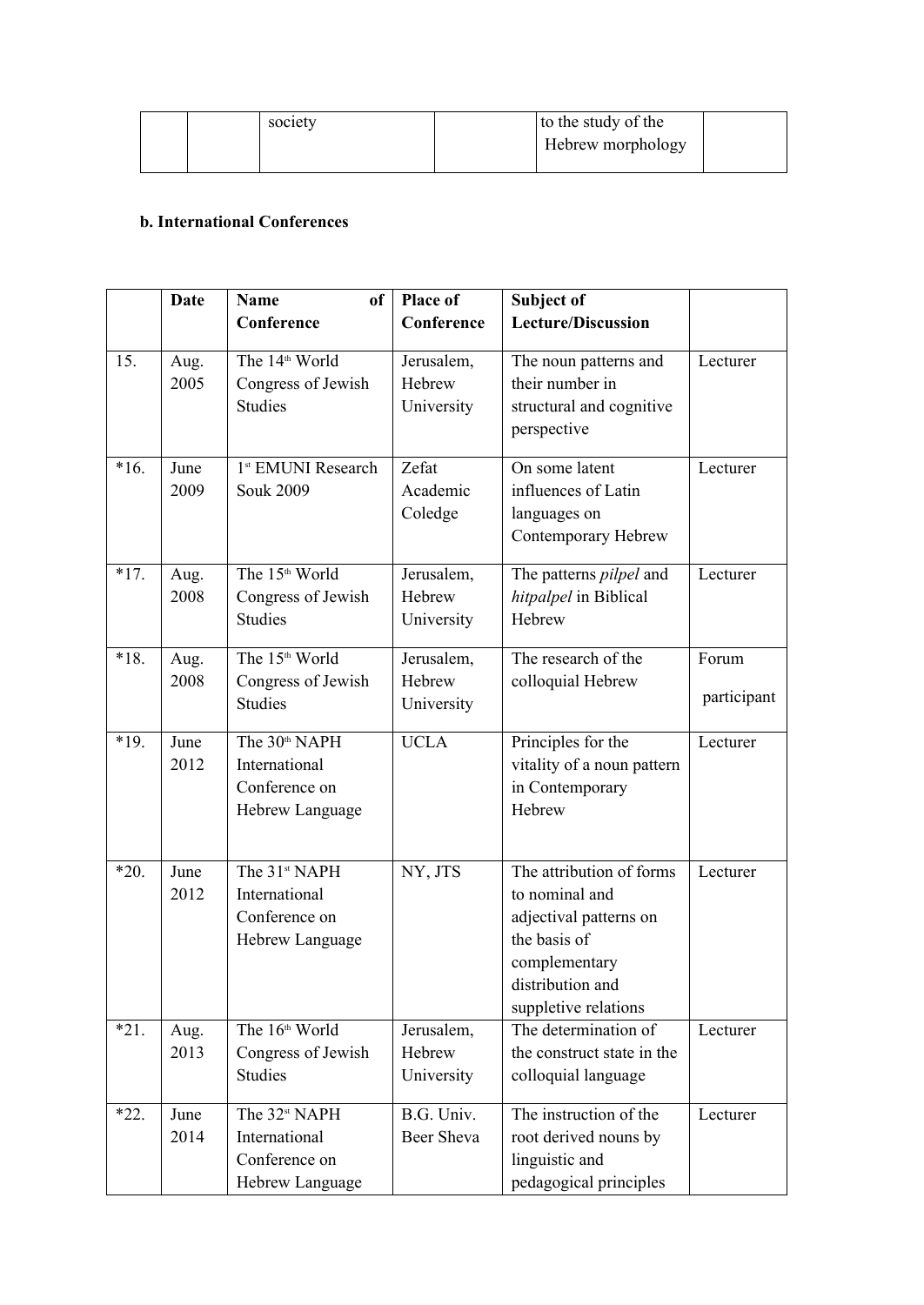| | | society | | to the study of the Hebrew morphology | |
|---|---|---|---|---|---|

**b. International Conferences**

| | Date | Name of Conference | Place of Conference | Subject of Lecture/Discussion | |
|---|---|---|---|---|---|
| 15. | Aug. 2005 | The 14th World Congress of Jewish Studies | Jerusalem, Hebrew University | The noun patterns and their number in structural and cognitive perspective | Lecturer |
| *16. | June 2009 | 1st EMUNI Research Souk 2009 | Zefat Academic Coledge | On some latent influences of Latin languages on Contemporary Hebrew | Lecturer |
| *17. | Aug. 2008 | The 15th World Congress of Jewish Studies | Jerusalem, Hebrew University | The patterns *pilpel* and *hitpalpel* in Biblical Hebrew | Lecturer |
| *18. | Aug. 2008 | The 15th World Congress of Jewish Studies | Jerusalem, Hebrew University | The research of the colloquial Hebrew | Forum participant |
| *19. | June 2012 | The 30th NAPH International Conference on Hebrew Language | UCLA | Principles for the vitality of a noun pattern in Contemporary Hebrew | Lecturer |
| *20. | June 2012 | The 31st NAPH International Conference on Hebrew Language | NY, JTS | The attribution of forms to nominal and adjectival patterns on the basis of complementary distribution and suppletive relations | Lecturer |
| *21. | Aug. 2013 | The 16th World Congress of Jewish Studies | Jerusalem, Hebrew University | The determination of the construct state in the colloquial language | Lecturer |
| *22. | June 2014 | The 32st NAPH International Conference on Hebrew Language | B.G. Univ. Beer Sheva | The instruction of the root derived nouns by linguistic and pedagogical principles | Lecturer |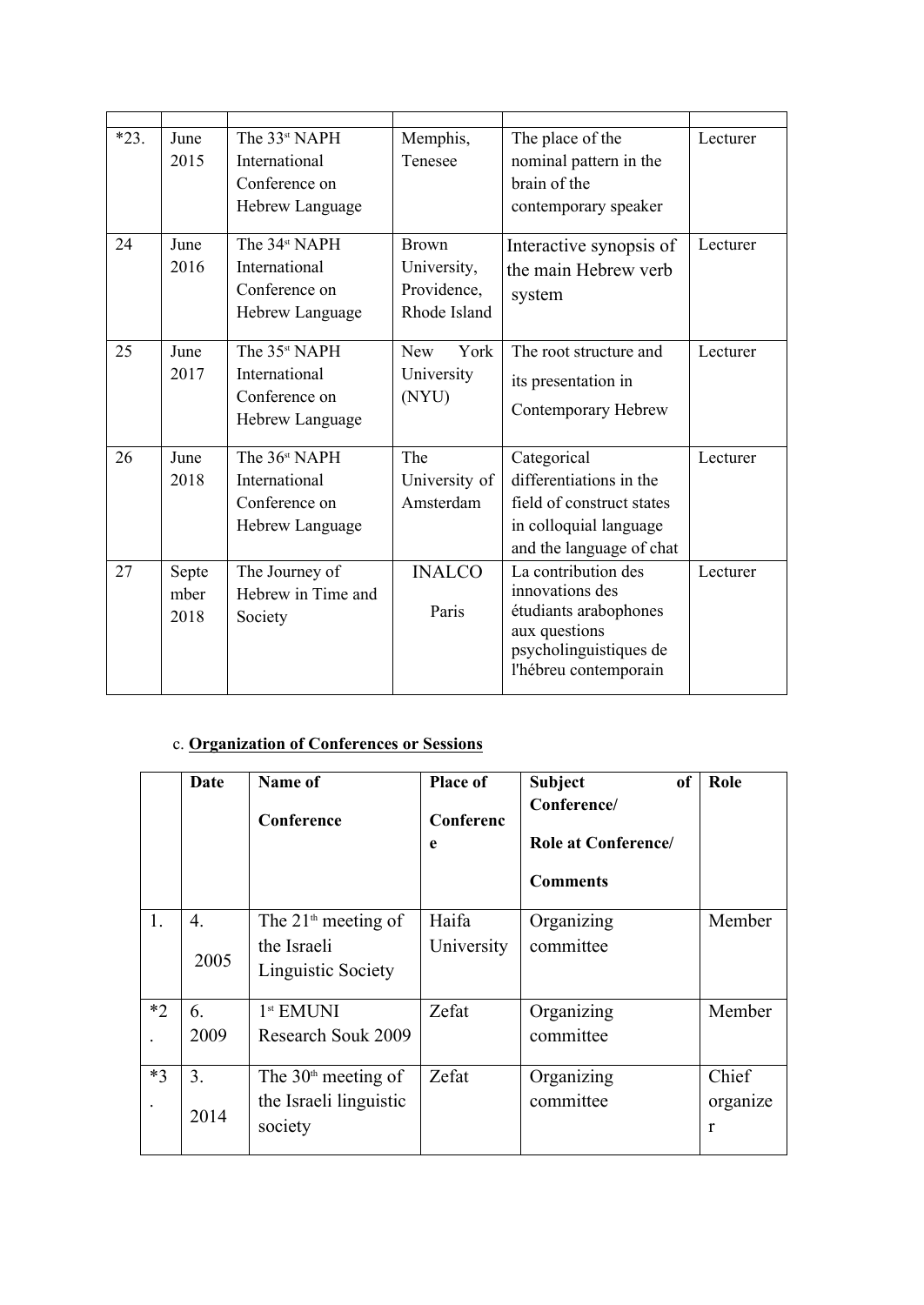| | | | | | |
|---|---|---|---|---|---|
| *23. | June 2015 | The 33st NAPH International Conference on Hebrew Language | Memphis, Tenesee | The place of the nominal pattern in the brain of the contemporary speaker | Lecturer |
| 24 | June 2016 | The 34st NAPH International Conference on Hebrew Language | Brown University, Providence, Rhode Island | Interactive synopsis of the main Hebrew verb system | Lecturer |
| 25 | June 2017 | The 35st NAPH International Conference on Hebrew Language | New York University (NYU) | The root structure and its presentation in Contemporary Hebrew | Lecturer |
| 26 | June 2018 | The 36st NAPH International Conference on Hebrew Language | The University of Amsterdam | Categorical differentiations in the field of construct states in colloquial language and the language of chat | Lecturer |
| 27 | September 2018 | The Journey of Hebrew in Time and Society | INALCO Paris | La contribution des innovations des étudiants arabophones aux questions psycholinguistiques de l'hébreu contemporain | Lecturer |

c. **Organization of Conferences or Sessions**

| | **Date** | **Name of Conference** | **Place of Conference** | **Subject of Conference/ Role at Conference/ Comments** | **Role** |
|---|---|---|---|---|---|
| 1. | 4. 2005 | The 21th meeting of the Israeli Linguistic Society | Haifa University | Organizing committee | Member |
| *2. | 6. 2009 | 1st EMUNI Research Souk 2009 | Zefat | Organizing committee | Member |
| *3. | 3. 2014 | The 30th meeting of the Israeli linguistic society | Zefat | Organizing committee | Chief organizer |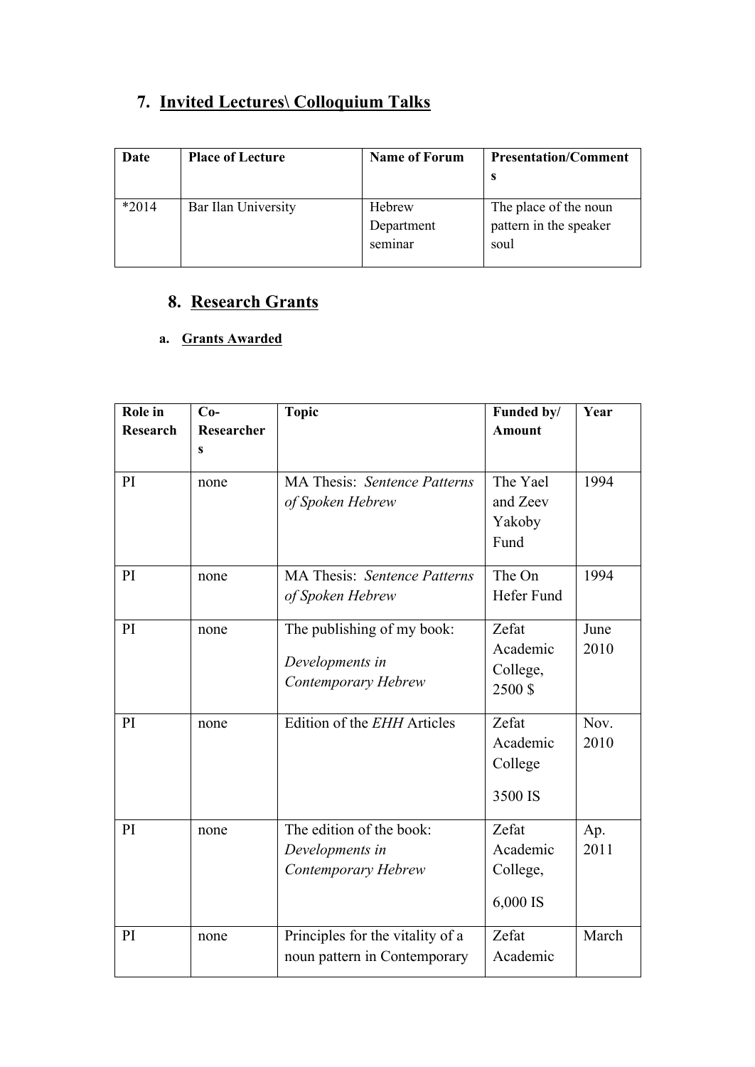## 7. Invited Lectures\ Colloquium Talks

| Date | Place of Lecture | Name of Forum | Presentation/Comments |
|---|---|---|---|
| *2014 | Bar Ilan University | Hebrew Department seminar | The place of the noun pattern in the speaker soul |

## 8. Research Grants

### a. Grants Awarded

| Role in Research | Co-Researchers | Topic | Funded by/ Amount | Year |
|---|---|---|---|---|
| PI | none | MA Thesis: *Sentence Patterns of Spoken Hebrew* | The Yael and Zeev Yakoby Fund | 1994 |
| PI | none | MA Thesis: *Sentence Patterns of Spoken Hebrew* | The On Hefer Fund | 1994 |
| PI | none | The publishing of my book: *Developments in Contemporary Hebrew* | Zefat Academic College, 2500 $ | June 2010 |
| PI | none | Edition of the *EHH* Articles | Zefat Academic College 3500 IS | Nov. 2010 |
| PI | none | The edition of the book: *Developments in Contemporary Hebrew* | Zefat Academic College, 6,000 IS | Ap. 2011 |
| PI | none | Principles for the vitality of a noun pattern in Contemporary | Zefat Academic | March |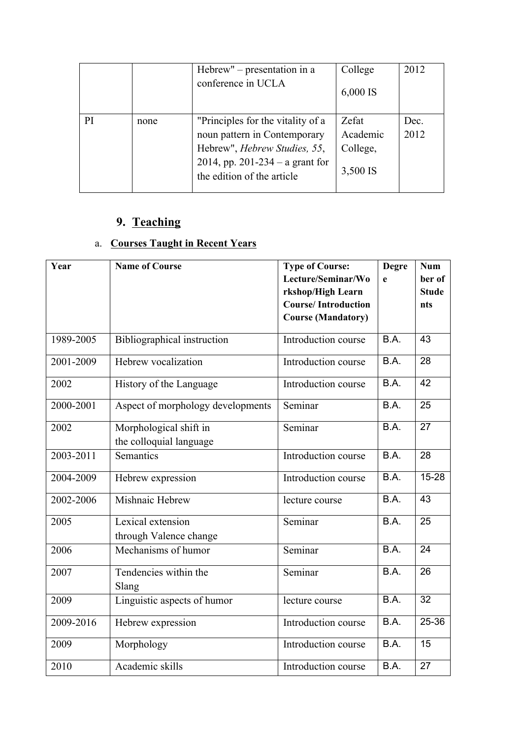| | | Hebrew" – presentation in a conference in UCLA | College 6,000 IS | 2012 |
|---|---|---|---|---|
| PI | none | "Principles for the vitality of a noun pattern in Contemporary Hebrew", *Hebrew Studies, 55*, 2014, pp. 201-234 – a grant for the edition of the article | Zefat Academic College, 3,500 IS | Dec. 2012 |

## 9. Teaching

### a. Courses Taught in Recent Years

| Year | Name of Course | Type of Course: Lecture/Seminar/Workshop/High Learn Course/ Introduction Course (Mandatory) | Degree | Number of Students |
|---|---|---|---|---|
| 1989-2005 | Bibliographical instruction | Introduction course | B.A. | 43 |
| 2001-2009 | Hebrew vocalization | Introduction course | B.A. | 28 |
| 2002 | History of the Language | Introduction course | B.A. | 42 |
| 2000-2001 | Aspect of morphology developments | Seminar | B.A. | 25 |
| 2002 | Morphological shift in the colloquial language | Seminar | B.A. | 27 |
| 2003-2011 | Semantics | Introduction course | B.A. | 28 |
| 2004-2009 | Hebrew expression | Introduction course | B.A. | 15-28 |
| 2002-2006 | Mishnaic Hebrew | lecture course | B.A. | 43 |
| 2005 | Lexical extension through Valence change | Seminar | B.A. | 25 |
| 2006 | Mechanisms of humor | Seminar | B.A. | 24 |
| 2007 | Tendencies within the Slang | Seminar | B.A. | 26 |
| 2009 | Linguistic aspects of humor | lecture course | B.A. | 32 |
| 2009-2016 | Hebrew expression | Introduction course | B.A. | 25-36 |
| 2009 | Morphology | Introduction course | B.A. | 15 |
| 2010 | Academic skills | Introduction course | B.A. | 27 |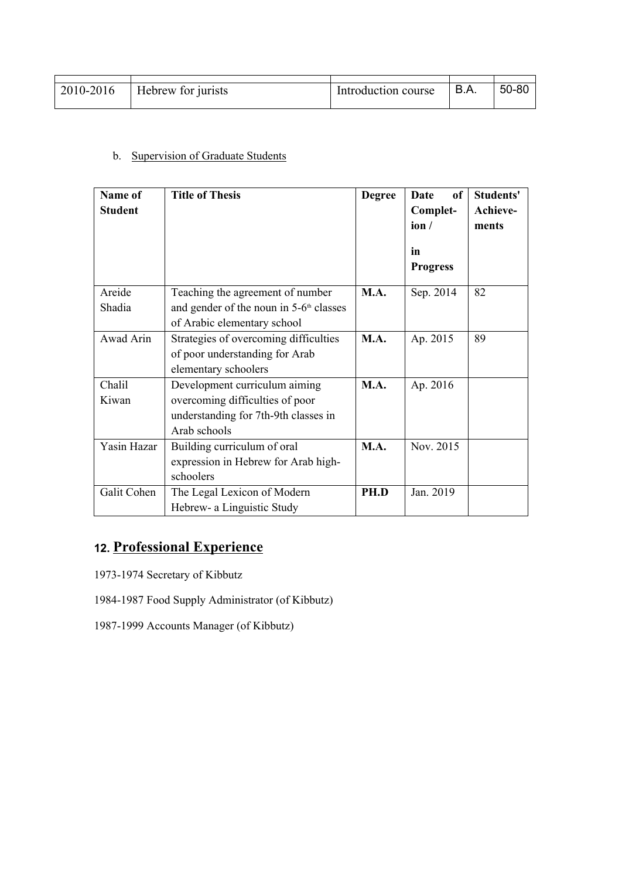| | | | | |
|---|---|---|---|---|
| 2010-2016 | Hebrew for jurists | Introduction course | B.A. | 50-80 |

b. Supervision of Graduate Students

| Name of Student | Title of Thesis | Degree | Date of Completion / in Progress | Students' Achievements |
|---|---|---|---|---|
| Areide Shadia | Teaching the agreement of number and gender of the noun in 5-6th classes of Arabic elementary school | **M.A.** | Sep. 2014 | 82 |
| Awad Arin | Strategies of overcoming difficulties of poor understanding for Arab elementary schoolers | **M.A.** | Ap. 2015 | 89 |
| Chalil Kiwan | Development curriculum aiming overcoming difficulties of poor understanding for 7th-9th classes in Arab schools | **M.A.** | Ap. 2016 | |
| Yasin Hazar | Building curriculum of oral expression in Hebrew for Arab high-schoolers | **M.A.** | Nov. 2015 | |
| Galit Cohen | The Legal Lexicon of Modern Hebrew- a Linguistic Study | **PH.D** | Jan. 2019 | |

## 12. Professional Experience

1973-1974 Secretary of Kibbutz

1984-1987 Food Supply Administrator (of Kibbutz)

1987-1999 Accounts Manager (of Kibbutz)